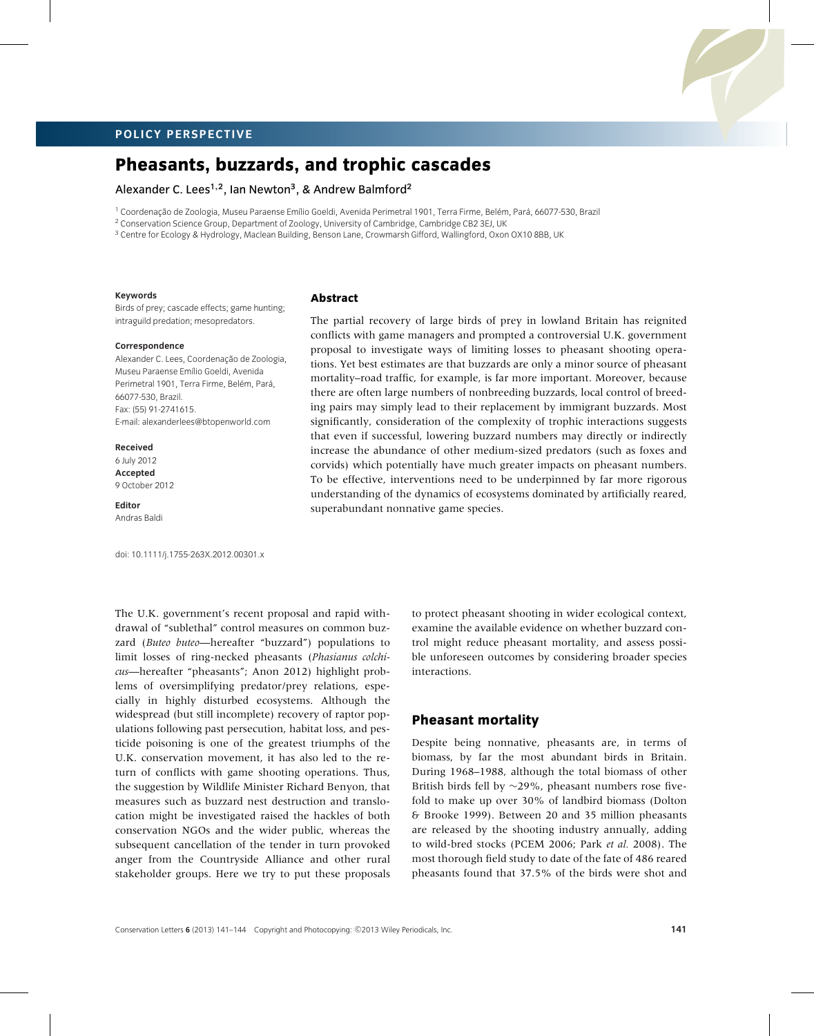POLICY PERSPECTIVE

# Pheasants, buzzards, and trophic cascades

Alexander C. Lees[1,2], Ian Newton[3], & Andrew Balmford[2]

[1] Coordenação de Zoologia, Museu Paraense Emílio Goeldi, Avenida Perimetral 1901, Terra Firme, Belém, Pará, 66077-530, Brazil
[2] Conservation Science Group, Department of Zoology, University of Cambridge, Cambridge CB2 3EJ, UK
[3] Centre for Ecology & Hydrology, Maclean Building, Benson Lane, Crowmarsh Gifford, Wallingford, Oxon OX10 8BB, UK

**Keywords**
Birds of prey; cascade effects; game hunting; intraguild predation; mesopredators.

**Correspondence**
Alexander C. Lees, Coordenação de Zoologia, Museu Paraense Emílio Goeldi, Avenida Perimetral 1901, Terra Firme, Belém, Pará, 66077-530, Brazil.
Fax: (55) 91-2741615.
E-mail: alexanderlees@btopenworld.com

**Received**
6 July 2012
**Accepted**
9 October 2012

**Editor**
Andras Baldi

doi: 10.1111/j.1755-263X.2012.00301.x

## Abstract

The partial recovery of large birds of prey in lowland Britain has reignited conflicts with game managers and prompted a controversial U.K. government proposal to investigate ways of limiting losses to pheasant shooting operations. Yet best estimates are that buzzards are only a minor source of pheasant mortality–road traffic, for example, is far more important. Moreover, because there are often large numbers of nonbreeding buzzards, local control of breeding pairs may simply lead to their replacement by immigrant buzzards. Most significantly, consideration of the complexity of trophic interactions suggests that even if successful, lowering buzzard numbers may directly or indirectly increase the abundance of other medium-sized predators (such as foxes and corvids) which potentially have much greater impacts on pheasant numbers. To be effective, interventions need to be underpinned by far more rigorous understanding of the dynamics of ecosystems dominated by artificially reared, superabundant nonnative game species.

The U.K. government's recent proposal and rapid withdrawal of "sublethal" control measures on common buzzard (*Buteo buteo*—hereafter "buzzard") populations to limit losses of ring-necked pheasants (*Phasianus colchicus*—hereafter "pheasants"; Anon 2012) highlight problems of oversimplifying predator/prey relations, especially in highly disturbed ecosystems. Although the widespread (but still incomplete) recovery of raptor populations following past persecution, habitat loss, and pesticide poisoning is one of the greatest triumphs of the U.K. conservation movement, it has also led to the return of conflicts with game shooting operations. Thus, the suggestion by Wildlife Minister Richard Benyon, that measures such as buzzard nest destruction and translocation might be investigated raised the hackles of both conservation NGOs and the wider public, whereas the subsequent cancellation of the tender in turn provoked anger from the Countryside Alliance and other rural stakeholder groups. Here we try to put these proposals to protect pheasant shooting in wider ecological context, examine the available evidence on whether buzzard control might reduce pheasant mortality, and assess possible unforeseen outcomes by considering broader species interactions.

## Pheasant mortality

Despite being nonnative, pheasants are, in terms of biomass, by far the most abundant birds in Britain. During 1968–1988, although the total biomass of other British birds fell by ~29%, pheasant numbers rose fivefold to make up over 30% of landbird biomass (Dolton & Brooke 1999). Between 20 and 35 million pheasants are released by the shooting industry annually, adding to wild-bred stocks (PCEM 2006; Park *et al.* 2008). The most thorough field study to date of the fate of 486 reared pheasants found that 37.5% of the birds were shot and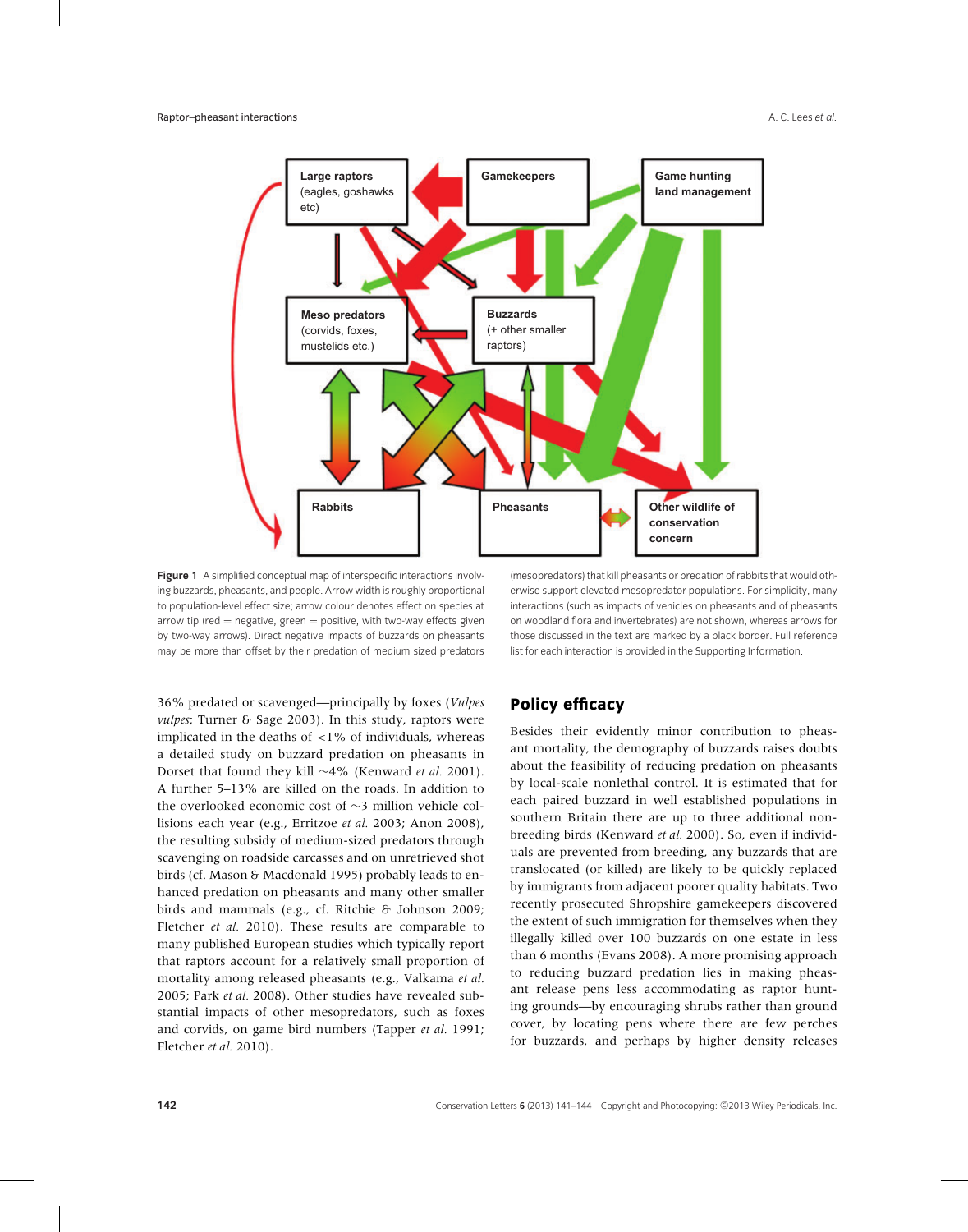Large raptors (eagles, goshawks etc)

Gamekeepers

Game hunting land management

Meso predators (corvids, foxes, mustelids etc.)

Buzzards (+ other smaller raptors)

Rabbits

Pheasants

Other wildlife of conservation concern

**Figure 1** A simplified conceptual map of interspecific interactions involving buzzards, pheasants, and people. Arrow width is roughly proportional to population-level effect size; arrow colour denotes effect on species at arrow tip (red = negative, green = positive, with two-way effects given by two-way arrows). Direct negative impacts of buzzards on pheasants may be more than offset by their predation of medium sized predators (mesopredators) that kill pheasants or predation of rabbits that would otherwise support elevated mesopredator populations. For simplicity, many interactions (such as impacts of vehicles on pheasants and of pheasants on woodland flora and invertebrates) are not shown, whereas arrows for those discussed in the text are marked by a black border. Full reference list for each interaction is provided in the Supporting Information.

36% predated or scavenged—principally by foxes (*Vulpes vulpes*; Turner & Sage 2003). In this study, raptors were implicated in the deaths of <1% of individuals, whereas a detailed study on buzzard predation on pheasants in Dorset that found they kill ∼4% (Kenward *et al.* 2001). A further 5–13% are killed on the roads. In addition to the overlooked economic cost of ∼3 million vehicle collisions each year (e.g., Erritzoe *et al.* 2003; Anon 2008), the resulting subsidy of medium-sized predators through scavenging on roadside carcasses and on unretrieved shot birds (cf. Mason & Macdonald 1995) probably leads to enhanced predation on pheasants and many other smaller birds and mammals (e.g., cf. Ritchie & Johnson 2009; Fletcher *et al.* 2010). These results are comparable to many published European studies which typically report that raptors account for a relatively small proportion of mortality among released pheasants (e.g., Valkama *et al.* 2005; Park *et al.* 2008). Other studies have revealed substantial impacts of other mesopredators, such as foxes and corvids, on game bird numbers (Tapper *et al.* 1991; Fletcher *et al.* 2010).

## Policy efficacy

Besides their evidently minor contribution to pheasant mortality, the demography of buzzards raises doubts about the feasibility of reducing predation on pheasants by local-scale nonlethal control. It is estimated that for each paired buzzard in well established populations in southern Britain there are up to three additional nonbreeding birds (Kenward *et al.* 2000). So, even if individuals are prevented from breeding, any buzzards that are translocated (or killed) are likely to be quickly replaced by immigrants from adjacent poorer quality habitats. Two recently prosecuted Shropshire gamekeepers discovered the extent of such immigration for themselves when they illegally killed over 100 buzzards on one estate in less than 6 months (Evans 2008). A more promising approach to reducing buzzard predation lies in making pheasant release pens less accommodating as raptor hunting grounds—by encouraging shrubs rather than ground cover, by locating pens where there are few perches for buzzards, and perhaps by higher density releases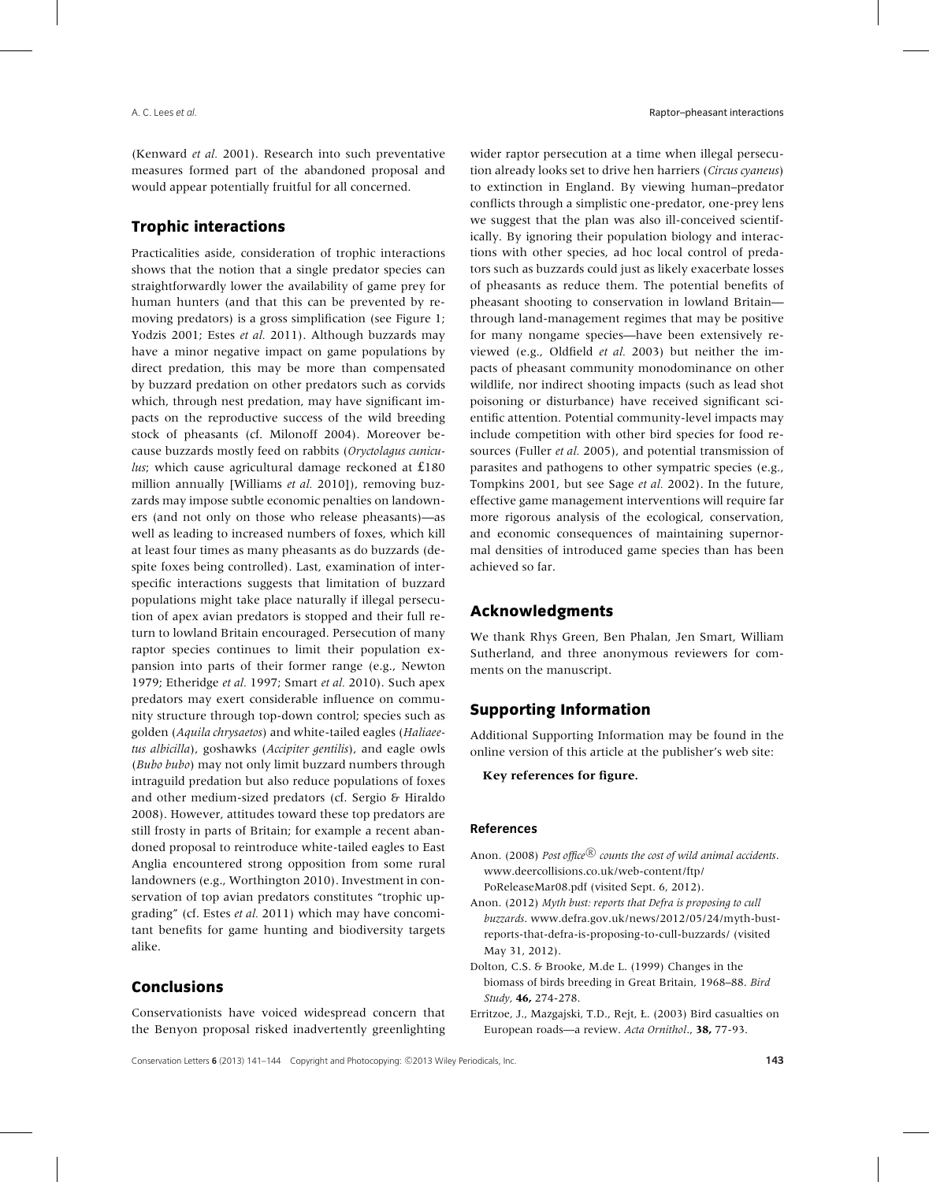(Kenward *et al.* 2001). Research into such preventative measures formed part of the abandoned proposal and would appear potentially fruitful for all concerned.

## Trophic interactions

Practicalities aside, consideration of trophic interactions shows that the notion that a single predator species can straightforwardly lower the availability of game prey for human hunters (and that this can be prevented by removing predators) is a gross simplification (see Figure 1; Yodzis 2001; Estes *et al.* 2011). Although buzzards may have a minor negative impact on game populations by direct predation, this may be more than compensated by buzzard predation on other predators such as corvids which, through nest predation, may have significant impacts on the reproductive success of the wild breeding stock of pheasants (cf. Milonoff 2004). Moreover because buzzards mostly feed on rabbits (*Oryctolagus cuniculus*; which cause agricultural damage reckoned at £180 million annually [Williams *et al.* 2010]), removing buzzards may impose subtle economic penalties on landowners (and not only on those who release pheasants)—as well as leading to increased numbers of foxes, which kill at least four times as many pheasants as do buzzards (despite foxes being controlled). Last, examination of interspecific interactions suggests that limitation of buzzard populations might take place naturally if illegal persecution of apex avian predators is stopped and their full return to lowland Britain encouraged. Persecution of many raptor species continues to limit their population expansion into parts of their former range (e.g., Newton 1979; Etheridge *et al.* 1997; Smart *et al.* 2010). Such apex predators may exert considerable influence on community structure through top-down control; species such as golden (*Aquila chrysaetos*) and white-tailed eagles (*Haliaeetus albicilla*), goshawks (*Accipiter gentilis*), and eagle owls (*Bubo bubo*) may not only limit buzzard numbers through intraguild predation but also reduce populations of foxes and other medium-sized predators (cf. Sergio & Hiraldo 2008). However, attitudes toward these top predators are still frosty in parts of Britain; for example a recent abandoned proposal to reintroduce white-tailed eagles to East Anglia encountered strong opposition from some rural landowners (e.g., Worthington 2010). Investment in conservation of top avian predators constitutes "trophic upgrading" (cf. Estes *et al.* 2011) which may have concomitant benefits for game hunting and biodiversity targets alike.

## Conclusions

Conservationists have voiced widespread concern that the Benyon proposal risked inadvertently greenlighting wider raptor persecution at a time when illegal persecution already looks set to drive hen harriers (*Circus cyaneus*) to extinction in England. By viewing human–predator conflicts through a simplistic one-predator, one-prey lens we suggest that the plan was also ill-conceived scientifically. By ignoring their population biology and interactions with other species, ad hoc local control of predators such as buzzards could just as likely exacerbate losses of pheasants as reduce them. The potential benefits of pheasant shooting to conservation in lowland Britain—through land-management regimes that may be positive for many nongame species—have been extensively reviewed (e.g., Oldfield *et al.* 2003) but neither the impacts of pheasant community monodominance on other wildlife, nor indirect shooting impacts (such as lead shot poisoning or disturbance) have received significant scientific attention. Potential community-level impacts may include competition with other bird species for food resources (Fuller *et al.* 2005), and potential transmission of parasites and pathogens to other sympatric species (e.g., Tompkins 2001, but see Sage *et al.* 2002). In the future, effective game management interventions will require far more rigorous analysis of the ecological, conservation, and economic consequences of maintaining supernormal densities of introduced game species than has been achieved so far.

## Acknowledgments

We thank Rhys Green, Ben Phalan, Jen Smart, William Sutherland, and three anonymous reviewers for comments on the manuscript.

## Supporting Information

Additional Supporting Information may be found in the online version of this article at the publisher's web site:

**Key references for figure.**

### References

Anon. (2008) *Post office® counts the cost of wild animal accidents*. www.deercollisions.co.uk/web-content/ftp/PoReleaseMar08.pdf (visited Sept. 6, 2012).

Anon. (2012) *Myth bust: reports that Defra is proposing to cull buzzards*. www.defra.gov.uk/news/2012/05/24/myth-bust-reports-that-defra-is-proposing-to-cull-buzzards/ (visited May 31, 2012).

Dolton, C.S. & Brooke, M.de L. (1999) Changes in the biomass of birds breeding in Great Britain, 1968–88. *Bird Study*, **46,** 274-278.

Erritzoe, J., Mazgajski, T.D., Rejt, Ł. (2003) Bird casualties on European roads—a review. *Acta Ornithol.*, **38,** 77-93.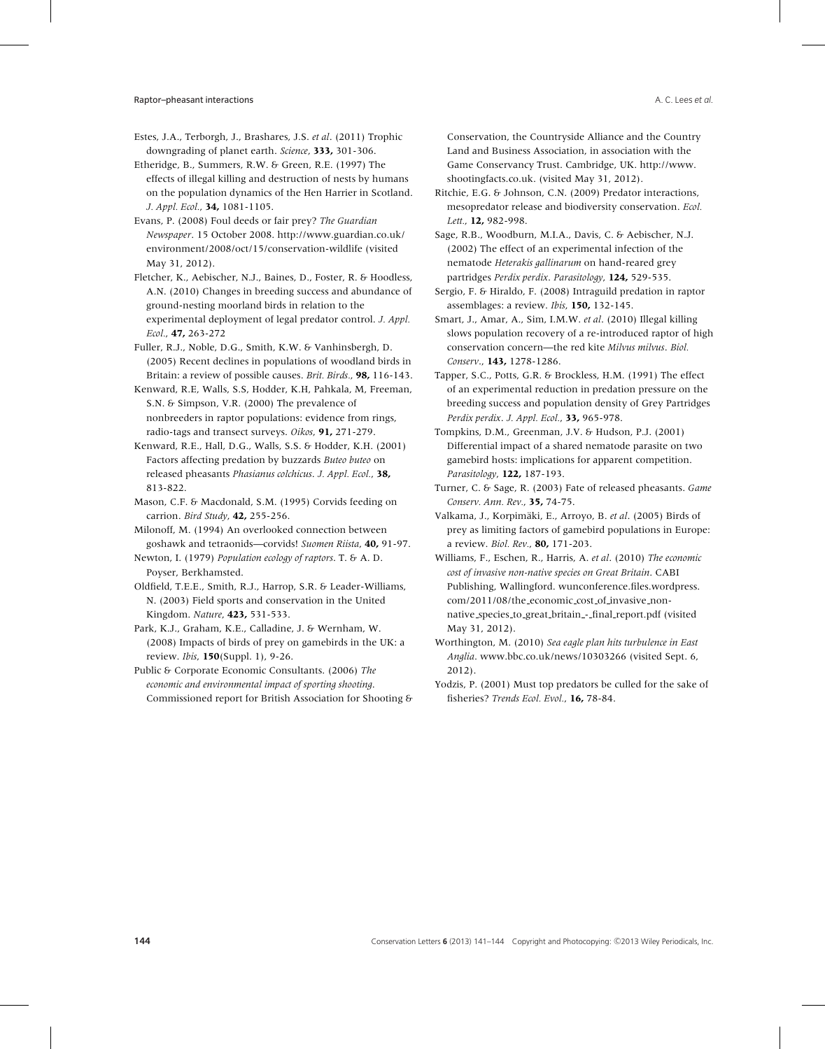Estes, J.A., Terborgh, J., Brashares, J.S. *et al*. (2011) Trophic downgrading of planet earth. *Science*, **333,** 301-306.

Etheridge, B., Summers, R.W. & Green, R.E. (1997) The effects of illegal killing and destruction of nests by humans on the population dynamics of the Hen Harrier in Scotland. *J. Appl. Ecol.*, **34,** 1081-1105.

Evans, P. (2008) Foul deeds or fair prey? *The Guardian Newspaper*. 15 October 2008. http://www.guardian.co.uk/environment/2008/oct/15/conservation-wildlife (visited May 31, 2012).

Fletcher, K., Aebischer, N.J., Baines, D., Foster, R. & Hoodless, A.N. (2010) Changes in breeding success and abundance of ground-nesting moorland birds in relation to the experimental deployment of legal predator control. *J. Appl. Ecol.*, **47,** 263-272

Fuller, R.J., Noble, D.G., Smith, K.W. & Vanhinsbergh, D. (2005) Recent declines in populations of woodland birds in Britain: a review of possible causes. *Brit. Birds.*, **98,** 116-143.

Kenward, R.E, Walls, S.S, Hodder, K.H, Pahkala, M, Freeman, S.N. & Simpson, V.R. (2000) The prevalence of nonbreeders in raptor populations: evidence from rings, radio-tags and transect surveys. *Oikos*, **91,** 271-279.

Kenward, R.E., Hall, D.G., Walls, S.S. & Hodder, K.H. (2001) Factors affecting predation by buzzards *Buteo buteo* on released pheasants *Phasianus colchicus*. *J. Appl. Ecol.*, **38,** 813-822.

Mason, C.F. & Macdonald, S.M. (1995) Corvids feeding on carrion. *Bird Study*, **42,** 255-256.

Milonoff, M. (1994) An overlooked connection between goshawk and tetraonids—corvids! *Suomen Riista*, **40,** 91-97.

Newton, I. (1979) *Population ecology of raptors*. T. & A. D. Poyser, Berkhamsted.

Oldfield, T.E.E., Smith, R.J., Harrop, S.R. & Leader-Williams, N. (2003) Field sports and conservation in the United Kingdom. *Nature*, **423,** 531-533.

Park, K.J., Graham, K.E., Calladine, J. & Wernham, W. (2008) Impacts of birds of prey on gamebirds in the UK: a review. *Ibis*, **150**(Suppl. 1), 9-26.

Public & Corporate Economic Consultants. (2006) *The economic and environmental impact of sporting shooting*. Commissioned report for British Association for Shooting & Conservation, the Countryside Alliance and the Country Land and Business Association, in association with the Game Conservancy Trust. Cambridge, UK. http://www.shootingfacts.co.uk. (visited May 31, 2012).

Ritchie, E.G. & Johnson, C.N. (2009) Predator interactions, mesopredator release and biodiversity conservation. *Ecol. Lett.*, **12,** 982-998.

Sage, R.B., Woodburn, M.I.A., Davis, C. & Aebischer, N.J. (2002) The effect of an experimental infection of the nematode *Heterakis gallinarum* on hand-reared grey partridges *Perdix perdix*. *Parasitology*, **124,** 529-535.

Sergio, F. & Hiraldo, F. (2008) Intraguild predation in raptor assemblages: a review. *Ibis*, **150,** 132-145.

Smart, J., Amar, A., Sim, I.M.W. *et al*. (2010) Illegal killing slows population recovery of a re-introduced raptor of high conservation concern—the red kite *Milvus milvus*. *Biol. Conserv*., **143,** 1278-1286.

Tapper, S.C., Potts, G.R. & Brockless, H.M. (1991) The effect of an experimental reduction in predation pressure on the breeding success and population density of Grey Partridges *Perdix perdix*. *J. Appl. Ecol.*, **33,** 965-978.

Tompkins, D.M., Greenman, J.V. & Hudson, P.J. (2001) Differential impact of a shared nematode parasite on two gamebird hosts: implications for apparent competition. *Parasitology*, **122,** 187-193.

Turner, C. & Sage, R. (2003) Fate of released pheasants. *Game Conserv. Ann. Rev*., **35,** 74-75.

Valkama, J., Korpimäki, E., Arroyo, B. *et al*. (2005) Birds of prey as limiting factors of gamebird populations in Europe: a review. *Biol. Rev*., **80,** 171-203.

Williams, F., Eschen, R., Harris, A. *et al*. (2010) *The economic cost of invasive non-native species on Great Britain*. CABI Publishing, Wallingford. wunconference.files.wordpress.com/2011/08/the_economic_cost_of_invasive_non-native_species_to_great_britain_-_final_report.pdf (visited May 31, 2012).

Worthington, M. (2010) *Sea eagle plan hits turbulence in East Anglia*. www.bbc.co.uk/news/10303266 (visited Sept. 6, 2012).

Yodzis, P. (2001) Must top predators be culled for the sake of fisheries? *Trends Ecol. Evol.*, **16,** 78-84.